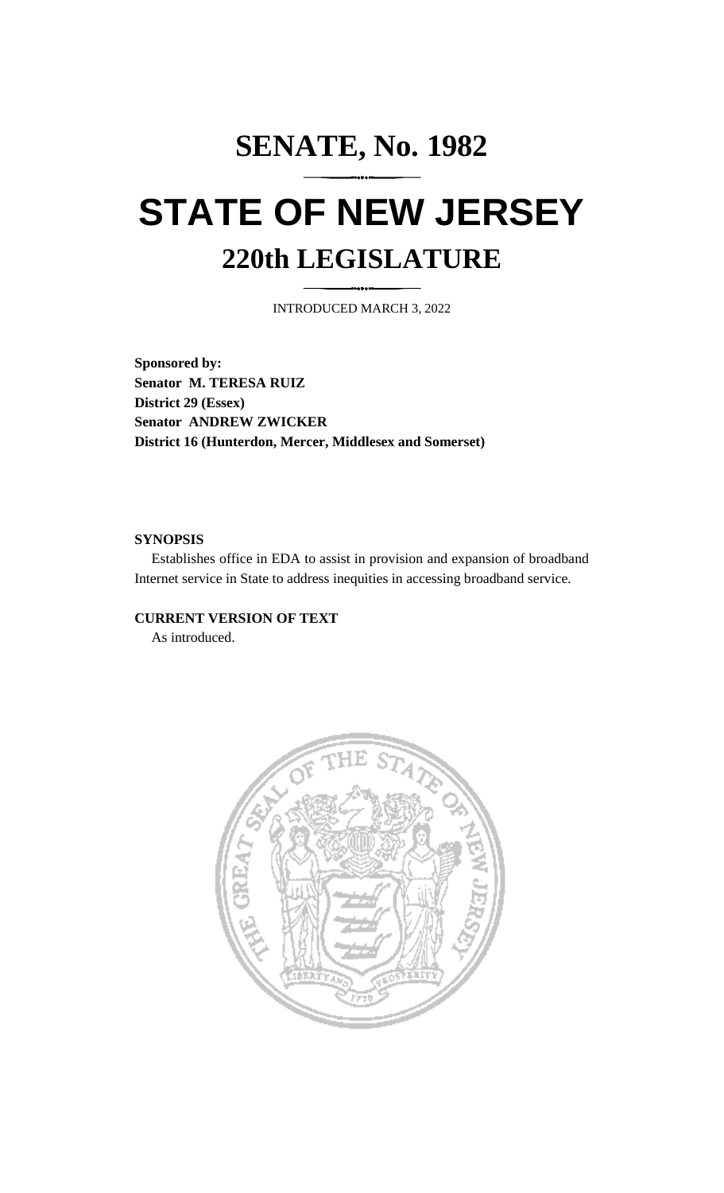# SENATE, No. 1982

# STATE OF NEW JERSEY

## 220th LEGISLATURE

INTRODUCED MARCH 3, 2022

**Sponsored by:**
**Senator M. TERESA RUIZ**
**District 29 (Essex)**
**Senator ANDREW ZWICKER**
**District 16 (Hunterdon, Mercer, Middlesex and Somerset)**

**SYNOPSIS**

Establishes office in EDA to assist in provision and expansion of broadband Internet service in State to address inequities in accessing broadband service.

**CURRENT VERSION OF TEXT**

As introduced.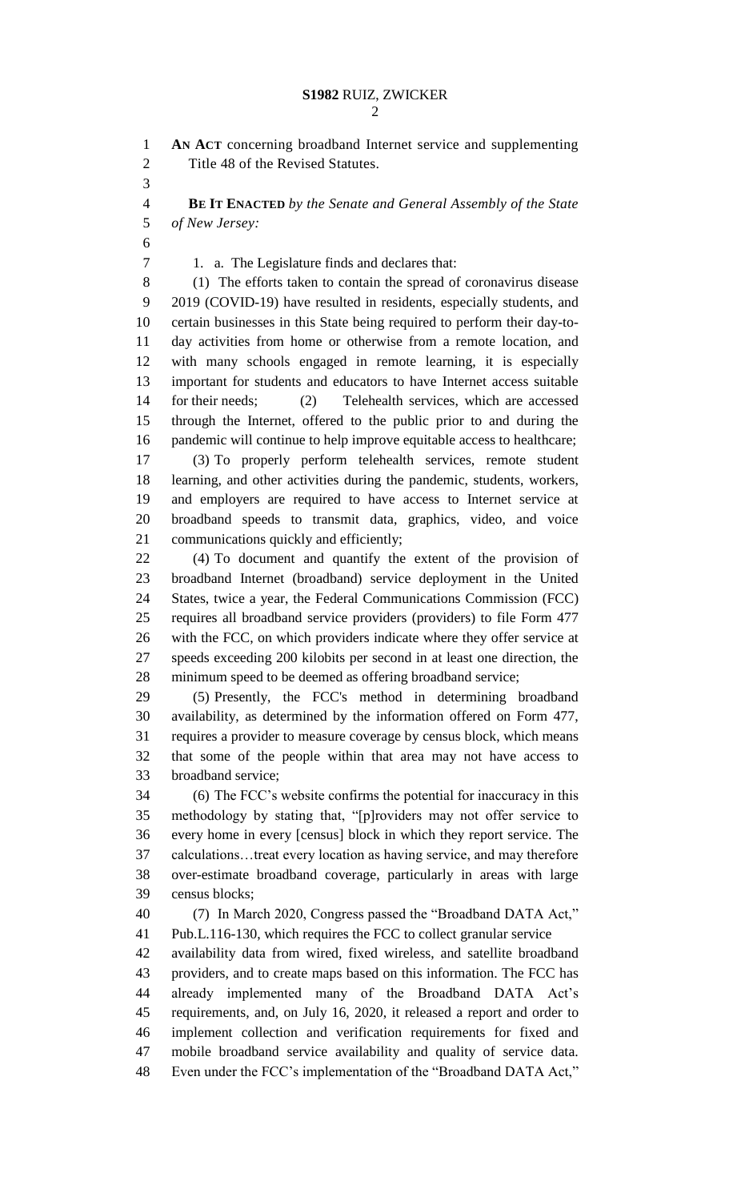**AN ACT** concerning broadband Internet service and supplementing Title 48 of the Revised Statutes.

**BE IT ENACTED** *by the Senate and General Assembly of the State of New Jersey:*

1. a. The Legislature finds and declares that:

(1) The efforts taken to contain the spread of coronavirus disease 2019 (COVID-19) have resulted in residents, especially students, and certain businesses in this State being required to perform their day-to-day activities from home or otherwise from a remote location, and with many schools engaged in remote learning, it is especially important for students and educators to have Internet access suitable for their needs; (2) Telehealth services, which are accessed through the Internet, offered to the public prior to and during the pandemic will continue to help improve equitable access to healthcare;

(3) To properly perform telehealth services, remote student learning, and other activities during the pandemic, students, workers, and employers are required to have access to Internet service at broadband speeds to transmit data, graphics, video, and voice communications quickly and efficiently;

(4) To document and quantify the extent of the provision of broadband Internet (broadband) service deployment in the United States, twice a year, the Federal Communications Commission (FCC) requires all broadband service providers (providers) to file Form 477 with the FCC, on which providers indicate where they offer service at speeds exceeding 200 kilobits per second in at least one direction, the minimum speed to be deemed as offering broadband service;

(5) Presently, the FCC's method in determining broadband availability, as determined by the information offered on Form 477, requires a provider to measure coverage by census block, which means that some of the people within that area may not have access to broadband service;

(6) The FCC's website confirms the potential for inaccuracy in this methodology by stating that, "[p]roviders may not offer service to every home in every [census] block in which they report service. The calculations…treat every location as having service, and may therefore over-estimate broadband coverage, particularly in areas with large census blocks;

(7) In March 2020, Congress passed the "Broadband DATA Act," Pub.L.116-130, which requires the FCC to collect granular service availability data from wired, fixed wireless, and satellite broadband providers, and to create maps based on this information. The FCC has already implemented many of the Broadband DATA Act's requirements, and, on July 16, 2020, it released a report and order to implement collection and verification requirements for fixed and mobile broadband service availability and quality of service data. Even under the FCC's implementation of the "Broadband DATA Act,"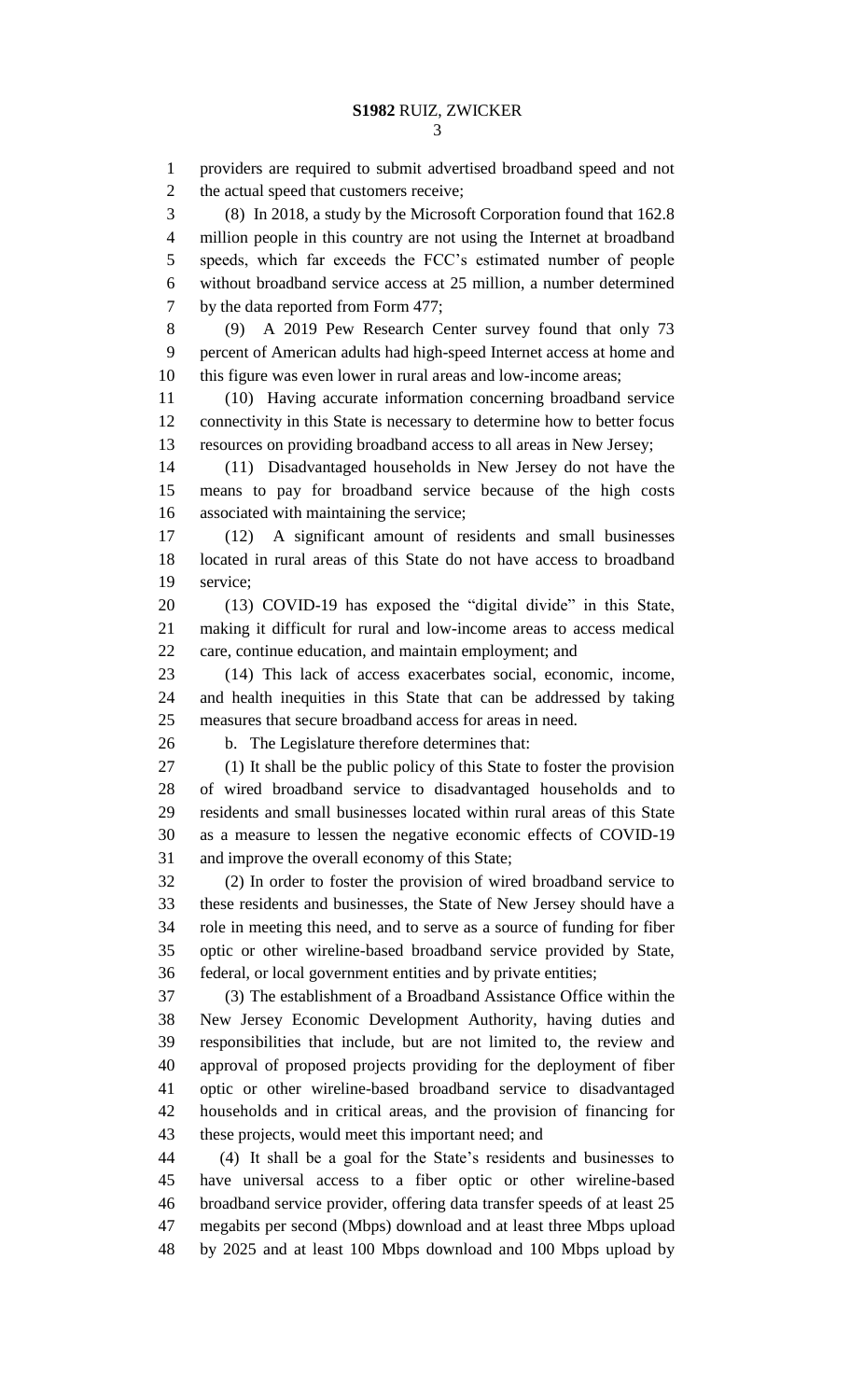providers are required to submit advertised broadband speed and not the actual speed that customers receive;

(8) In 2018, a study by the Microsoft Corporation found that 162.8 million people in this country are not using the Internet at broadband speeds, which far exceeds the FCC's estimated number of people without broadband service access at 25 million, a number determined by the data reported from Form 477;

(9) A 2019 Pew Research Center survey found that only 73 percent of American adults had high-speed Internet access at home and this figure was even lower in rural areas and low-income areas;

(10) Having accurate information concerning broadband service connectivity in this State is necessary to determine how to better focus resources on providing broadband access to all areas in New Jersey;

(11) Disadvantaged households in New Jersey do not have the means to pay for broadband service because of the high costs associated with maintaining the service;

(12) A significant amount of residents and small businesses located in rural areas of this State do not have access to broadband service;

(13) COVID-19 has exposed the "digital divide" in this State, making it difficult for rural and low-income areas to access medical care, continue education, and maintain employment; and

(14) This lack of access exacerbates social, economic, income, and health inequities in this State that can be addressed by taking measures that secure broadband access for areas in need.

b. The Legislature therefore determines that:

(1) It shall be the public policy of this State to foster the provision of wired broadband service to disadvantaged households and to residents and small businesses located within rural areas of this State as a measure to lessen the negative economic effects of COVID-19 and improve the overall economy of this State;

(2) In order to foster the provision of wired broadband service to these residents and businesses, the State of New Jersey should have a role in meeting this need, and to serve as a source of funding for fiber optic or other wireline-based broadband service provided by State, federal, or local government entities and by private entities;

(3) The establishment of a Broadband Assistance Office within the New Jersey Economic Development Authority, having duties and responsibilities that include, but are not limited to, the review and approval of proposed projects providing for the deployment of fiber optic or other wireline-based broadband service to disadvantaged households and in critical areas, and the provision of financing for these projects, would meet this important need; and

(4) It shall be a goal for the State's residents and businesses to have universal access to a fiber optic or other wireline-based broadband service provider, offering data transfer speeds of at least 25 megabits per second (Mbps) download and at least three Mbps upload by 2025 and at least 100 Mbps download and 100 Mbps upload by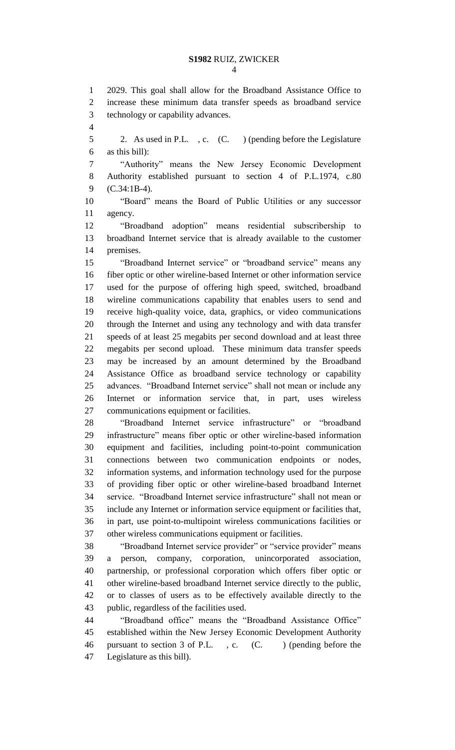2029. This goal shall allow for the Broadband Assistance Office to increase these minimum data transfer speeds as broadband service technology or capability advances.

2. As used in P.L. , c. (C. ) (pending before the Legislature as this bill):

"Authority" means the New Jersey Economic Development Authority established pursuant to section 4 of P.L.1974, c.80 (C.34:1B-4).

"Board" means the Board of Public Utilities or any successor agency.

"Broadband adoption" means residential subscribership to broadband Internet service that is already available to the customer premises.

"Broadband Internet service" or "broadband service" means any fiber optic or other wireline-based Internet or other information service used for the purpose of offering high speed, switched, broadband wireline communications capability that enables users to send and receive high-quality voice, data, graphics, or video communications through the Internet and using any technology and with data transfer speeds of at least 25 megabits per second download and at least three megabits per second upload. These minimum data transfer speeds may be increased by an amount determined by the Broadband Assistance Office as broadband service technology or capability advances. "Broadband Internet service" shall not mean or include any Internet or information service that, in part, uses wireless communications equipment or facilities.

"Broadband Internet service infrastructure" or "broadband infrastructure" means fiber optic or other wireline-based information equipment and facilities, including point-to-point communication connections between two communication endpoints or nodes, information systems, and information technology used for the purpose of providing fiber optic or other wireline-based broadband Internet service. "Broadband Internet service infrastructure" shall not mean or include any Internet or information service equipment or facilities that, in part, use point-to-multipoint wireless communications facilities or other wireless communications equipment or facilities.

"Broadband Internet service provider" or "service provider" means a person, company, corporation, unincorporated association, partnership, or professional corporation which offers fiber optic or other wireline-based broadband Internet service directly to the public, or to classes of users as to be effectively available directly to the public, regardless of the facilities used.

"Broadband office" means the "Broadband Assistance Office" established within the New Jersey Economic Development Authority pursuant to section 3 of P.L. , c. (C. ) (pending before the Legislature as this bill).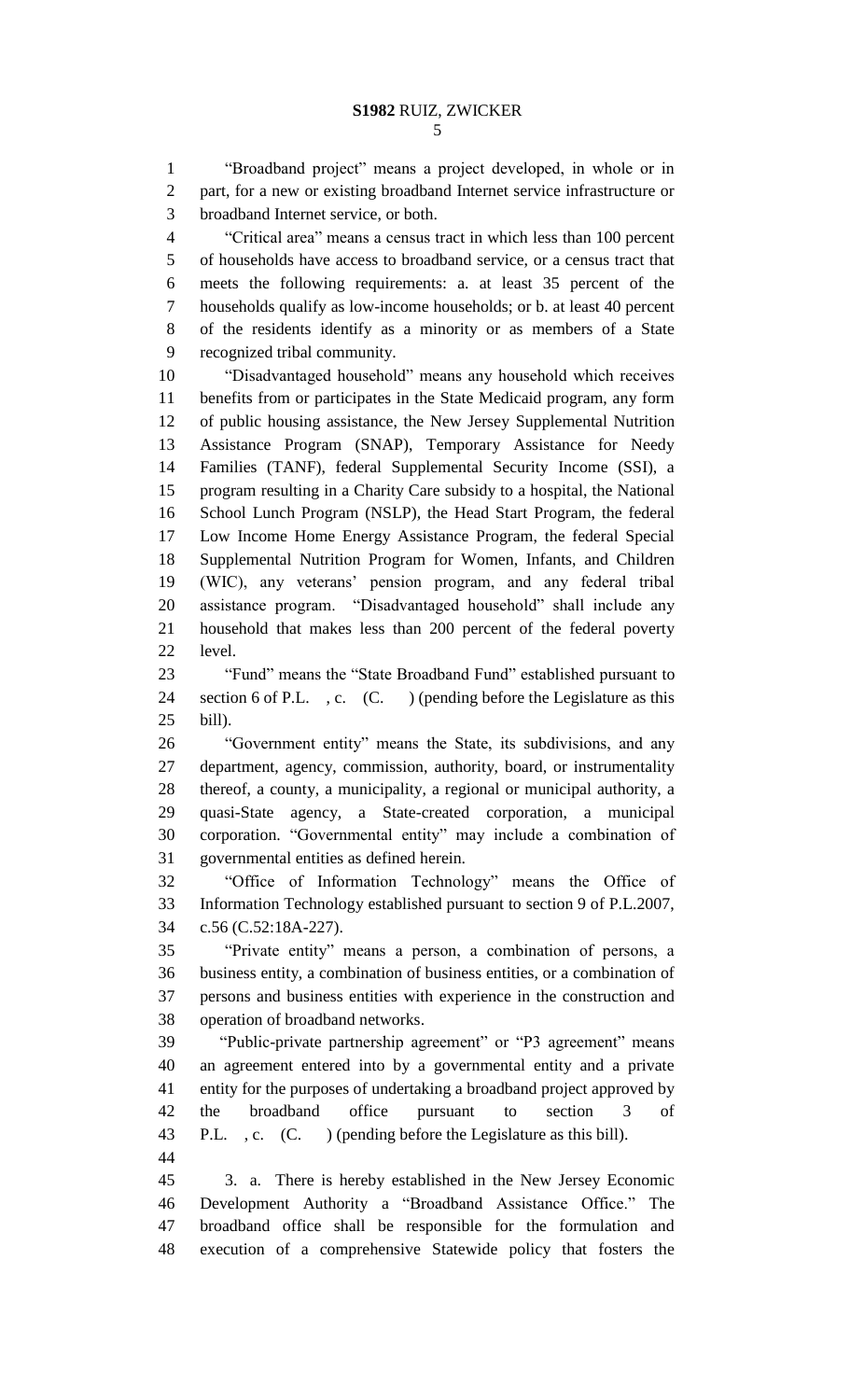"Broadband project" means a project developed, in whole or in part, for a new or existing broadband Internet service infrastructure or broadband Internet service, or both.

"Critical area" means a census tract in which less than 100 percent of households have access to broadband service, or a census tract that meets the following requirements: a. at least 35 percent of the households qualify as low-income households; or b. at least 40 percent of the residents identify as a minority or as members of a State recognized tribal community.

"Disadvantaged household" means any household which receives benefits from or participates in the State Medicaid program, any form of public housing assistance, the New Jersey Supplemental Nutrition Assistance Program (SNAP), Temporary Assistance for Needy Families (TANF), federal Supplemental Security Income (SSI), a program resulting in a Charity Care subsidy to a hospital, the National School Lunch Program (NSLP), the Head Start Program, the federal Low Income Home Energy Assistance Program, the federal Special Supplemental Nutrition Program for Women, Infants, and Children (WIC), any veterans' pension program, and any federal tribal assistance program. "Disadvantaged household" shall include any household that makes less than 200 percent of the federal poverty level.

"Fund" means the "State Broadband Fund" established pursuant to section 6 of P.L. , c. (C. ) (pending before the Legislature as this bill).

"Government entity" means the State, its subdivisions, and any department, agency, commission, authority, board, or instrumentality thereof, a county, a municipality, a regional or municipal authority, a quasi-State agency, a State-created corporation, a municipal corporation. "Governmental entity" may include a combination of governmental entities as defined herein.

"Office of Information Technology" means the Office of Information Technology established pursuant to section 9 of P.L.2007, c.56 (C.52:18A-227).

"Private entity" means a person, a combination of persons, a business entity, a combination of business entities, or a combination of persons and business entities with experience in the construction and operation of broadband networks.

"Public-private partnership agreement" or "P3 agreement" means an agreement entered into by a governmental entity and a private entity for the purposes of undertaking a broadband project approved by the broadband office pursuant to section 3 of P.L. , c. (C. ) (pending before the Legislature as this bill).

3. a. There is hereby established in the New Jersey Economic Development Authority a "Broadband Assistance Office." The broadband office shall be responsible for the formulation and execution of a comprehensive Statewide policy that fosters the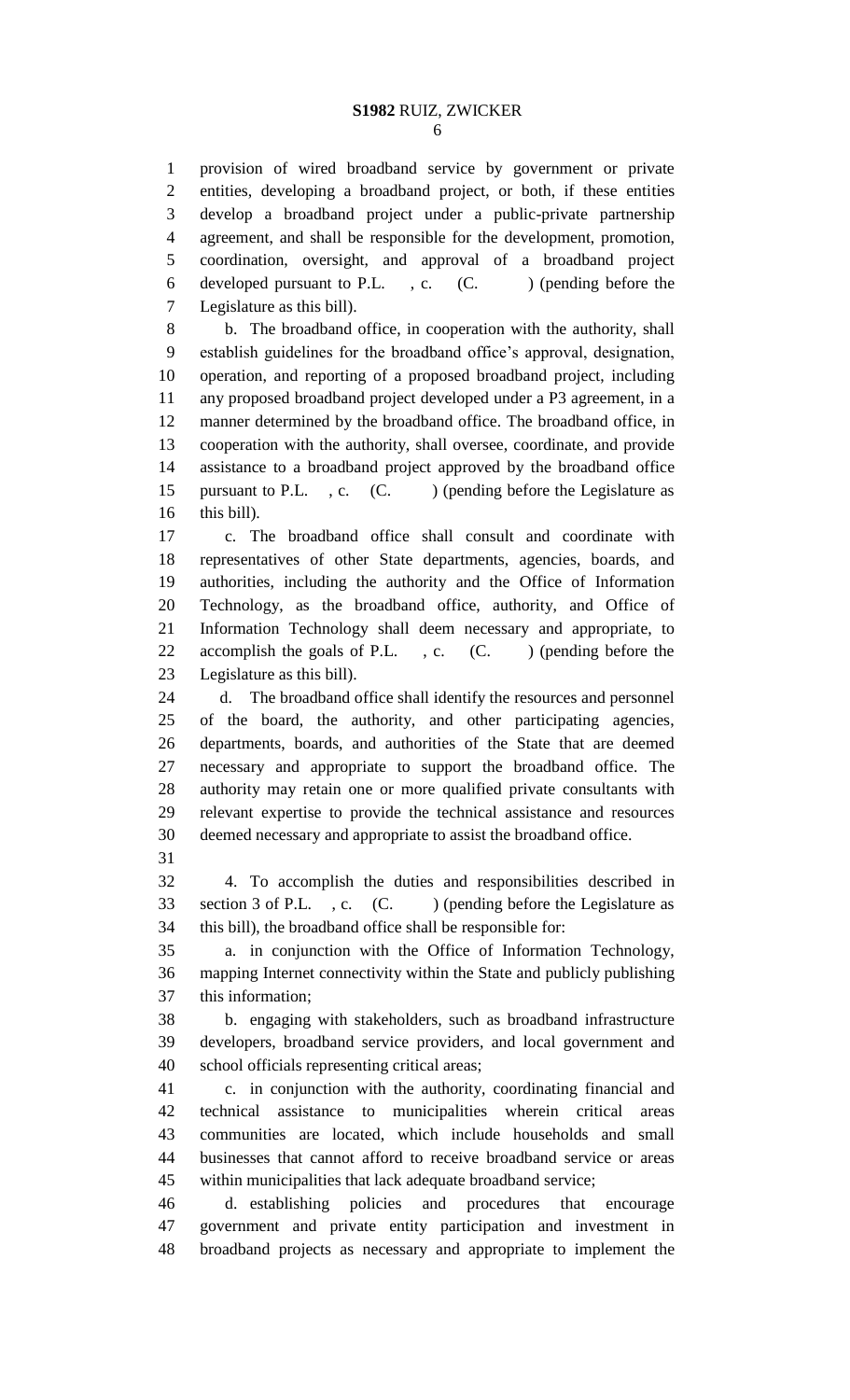provision of wired broadband service by government or private entities, developing a broadband project, or both, if these entities develop a broadband project under a public-private partnership agreement, and shall be responsible for the development, promotion, coordination, oversight, and approval of a broadband project developed pursuant to P.L. , c. (C. ) (pending before the Legislature as this bill).

b. The broadband office, in cooperation with the authority, shall establish guidelines for the broadband office's approval, designation, operation, and reporting of a proposed broadband project, including any proposed broadband project developed under a P3 agreement, in a manner determined by the broadband office. The broadband office, in cooperation with the authority, shall oversee, coordinate, and provide assistance to a broadband project approved by the broadband office pursuant to P.L. , c. (C. ) (pending before the Legislature as this bill).

c. The broadband office shall consult and coordinate with representatives of other State departments, agencies, boards, and authorities, including the authority and the Office of Information Technology, as the broadband office, authority, and Office of Information Technology shall deem necessary and appropriate, to accomplish the goals of P.L. , c. (C. ) (pending before the Legislature as this bill).

d. The broadband office shall identify the resources and personnel of the board, the authority, and other participating agencies, departments, boards, and authorities of the State that are deemed necessary and appropriate to support the broadband office. The authority may retain one or more qualified private consultants with relevant expertise to provide the technical assistance and resources deemed necessary and appropriate to assist the broadband office.

4. To accomplish the duties and responsibilities described in section 3 of P.L. , c. (C. ) (pending before the Legislature as this bill), the broadband office shall be responsible for:

a. in conjunction with the Office of Information Technology, mapping Internet connectivity within the State and publicly publishing this information;

b. engaging with stakeholders, such as broadband infrastructure developers, broadband service providers, and local government and school officials representing critical areas;

c. in conjunction with the authority, coordinating financial and technical assistance to municipalities wherein critical areas communities are located, which include households and small businesses that cannot afford to receive broadband service or areas within municipalities that lack adequate broadband service;

d. establishing policies and procedures that encourage government and private entity participation and investment in broadband projects as necessary and appropriate to implement the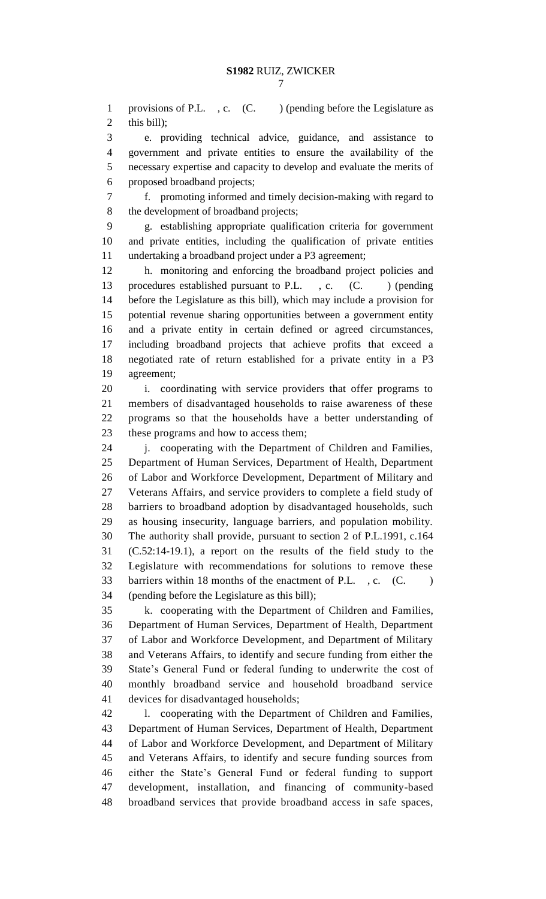provisions of P.L. , c. (C. ) (pending before the Legislature as this bill);

e. providing technical advice, guidance, and assistance to government and private entities to ensure the availability of the necessary expertise and capacity to develop and evaluate the merits of proposed broadband projects;

f. promoting informed and timely decision-making with regard to the development of broadband projects;

g. establishing appropriate qualification criteria for government and private entities, including the qualification of private entities undertaking a broadband project under a P3 agreement;

h. monitoring and enforcing the broadband project policies and procedures established pursuant to P.L. , c. (C. ) (pending before the Legislature as this bill), which may include a provision for potential revenue sharing opportunities between a government entity and a private entity in certain defined or agreed circumstances, including broadband projects that achieve profits that exceed a negotiated rate of return established for a private entity in a P3 agreement;

i. coordinating with service providers that offer programs to members of disadvantaged households to raise awareness of these programs so that the households have a better understanding of these programs and how to access them;

j. cooperating with the Department of Children and Families, Department of Human Services, Department of Health, Department of Labor and Workforce Development, Department of Military and Veterans Affairs, and service providers to complete a field study of barriers to broadband adoption by disadvantaged households, such as housing insecurity, language barriers, and population mobility. The authority shall provide, pursuant to section 2 of P.L.1991, c.164 (C.52:14-19.1), a report on the results of the field study to the Legislature with recommendations for solutions to remove these barriers within 18 months of the enactment of P.L. , c. (C. ) (pending before the Legislature as this bill);

k. cooperating with the Department of Children and Families, Department of Human Services, Department of Health, Department of Labor and Workforce Development, and Department of Military and Veterans Affairs, to identify and secure funding from either the State's General Fund or federal funding to underwrite the cost of monthly broadband service and household broadband service devices for disadvantaged households;

l. cooperating with the Department of Children and Families, Department of Human Services, Department of Health, Department of Labor and Workforce Development, and Department of Military and Veterans Affairs, to identify and secure funding sources from either the State's General Fund or federal funding to support development, installation, and financing of community-based broadband services that provide broadband access in safe spaces,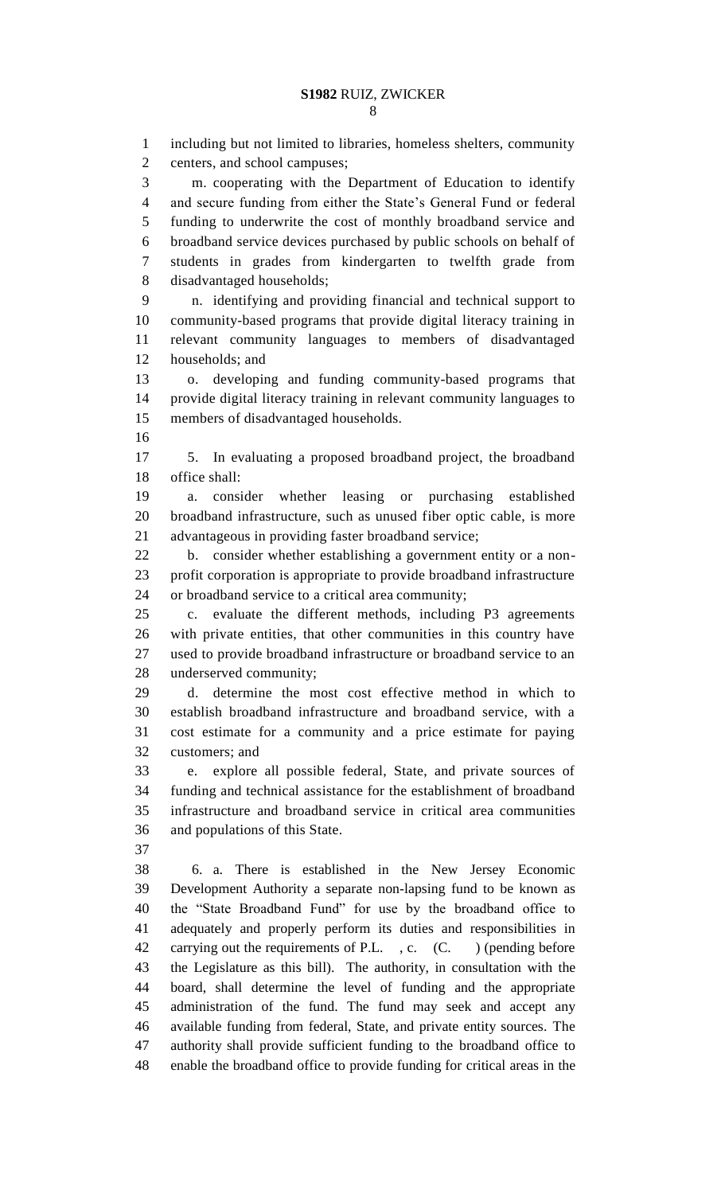including but not limited to libraries, homeless shelters, community centers, and school campuses;

m. cooperating with the Department of Education to identify and secure funding from either the State's General Fund or federal funding to underwrite the cost of monthly broadband service and broadband service devices purchased by public schools on behalf of students in grades from kindergarten to twelfth grade from disadvantaged households;

n. identifying and providing financial and technical support to community-based programs that provide digital literacy training in relevant community languages to members of disadvantaged households; and

o. developing and funding community-based programs that provide digital literacy training in relevant community languages to members of disadvantaged households.

5. In evaluating a proposed broadband project, the broadband office shall:

a. consider whether leasing or purchasing established broadband infrastructure, such as unused fiber optic cable, is more advantageous in providing faster broadband service;

b. consider whether establishing a government entity or a non-profit corporation is appropriate to provide broadband infrastructure or broadband service to a critical area community;

c. evaluate the different methods, including P3 agreements with private entities, that other communities in this country have used to provide broadband infrastructure or broadband service to an underserved community;

d. determine the most cost effective method in which to establish broadband infrastructure and broadband service, with a cost estimate for a community and a price estimate for paying customers; and

e. explore all possible federal, State, and private sources of funding and technical assistance for the establishment of broadband infrastructure and broadband service in critical area communities and populations of this State.

6. a. There is established in the New Jersey Economic Development Authority a separate non-lapsing fund to be known as the "State Broadband Fund" for use by the broadband office to adequately and properly perform its duties and responsibilities in carrying out the requirements of P.L. , c. (C. ) (pending before the Legislature as this bill). The authority, in consultation with the board, shall determine the level of funding and the appropriate administration of the fund. The fund may seek and accept any available funding from federal, State, and private entity sources. The authority shall provide sufficient funding to the broadband office to enable the broadband office to provide funding for critical areas in the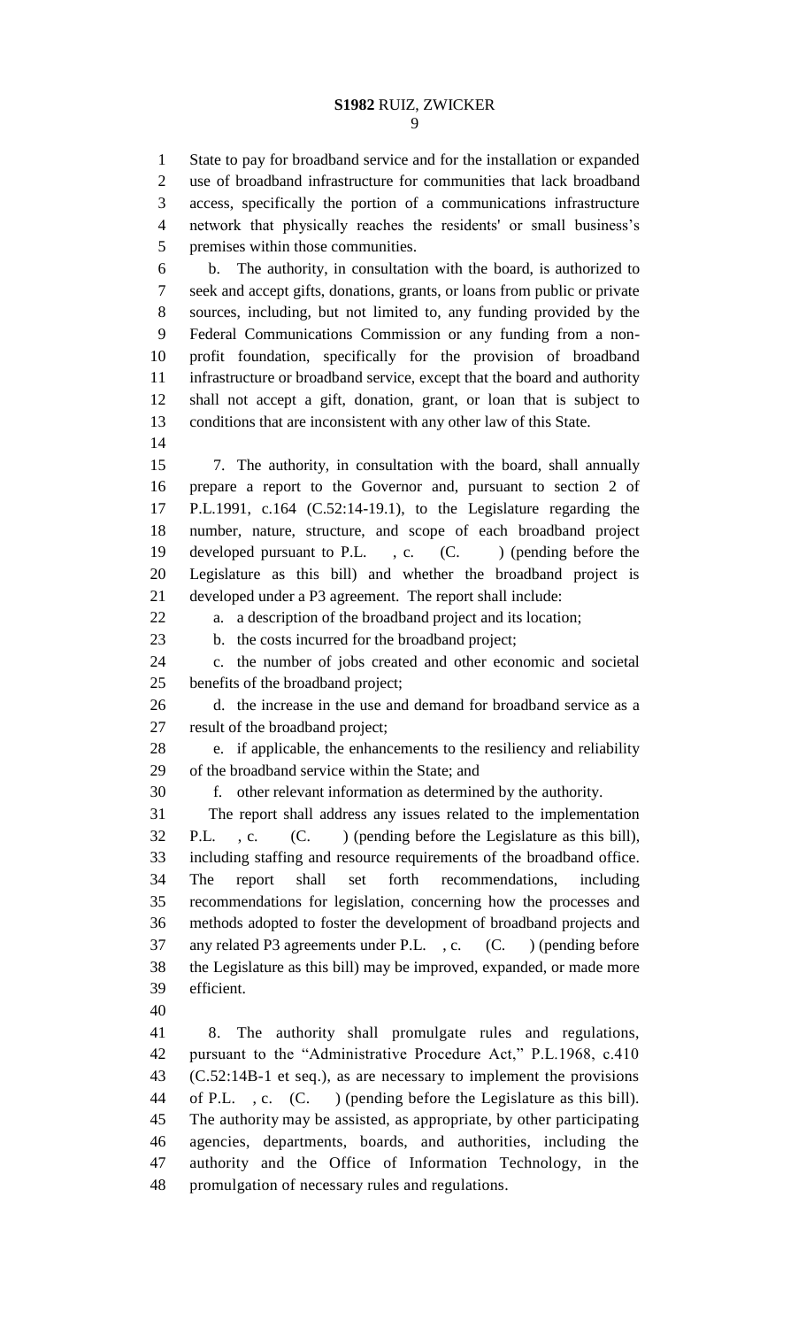State to pay for broadband service and for the installation or expanded use of broadband infrastructure for communities that lack broadband access, specifically the portion of a communications infrastructure network that physically reaches the residents' or small business's premises within those communities.

b. The authority, in consultation with the board, is authorized to seek and accept gifts, donations, grants, or loans from public or private sources, including, but not limited to, any funding provided by the Federal Communications Commission or any funding from a non-profit foundation, specifically for the provision of broadband infrastructure or broadband service, except that the board and authority shall not accept a gift, donation, grant, or loan that is subject to conditions that are inconsistent with any other law of this State.

7. The authority, in consultation with the board, shall annually prepare a report to the Governor and, pursuant to section 2 of P.L.1991, c.164 (C.52:14-19.1), to the Legislature regarding the number, nature, structure, and scope of each broadband project developed pursuant to P.L. , c. (C. ) (pending before the Legislature as this bill) and whether the broadband project is developed under a P3 agreement. The report shall include:

a. a description of the broadband project and its location;

b. the costs incurred for the broadband project;

c. the number of jobs created and other economic and societal benefits of the broadband project;

d. the increase in the use and demand for broadband service as a result of the broadband project;

e. if applicable, the enhancements to the resiliency and reliability of the broadband service within the State; and

f. other relevant information as determined by the authority.

The report shall address any issues related to the implementation P.L. , c. (C. ) (pending before the Legislature as this bill), including staffing and resource requirements of the broadband office. The report shall set forth recommendations, including recommendations for legislation, concerning how the processes and methods adopted to foster the development of broadband projects and any related P3 agreements under P.L. , c. (C. ) (pending before the Legislature as this bill) may be improved, expanded, or made more efficient.

8. The authority shall promulgate rules and regulations, pursuant to the "Administrative Procedure Act," P.L.1968, c.410 (C.52:14B-1 et seq.), as are necessary to implement the provisions of P.L. , c. (C. ) (pending before the Legislature as this bill). The authority may be assisted, as appropriate, by other participating agencies, departments, boards, and authorities, including the authority and the Office of Information Technology, in the promulgation of necessary rules and regulations.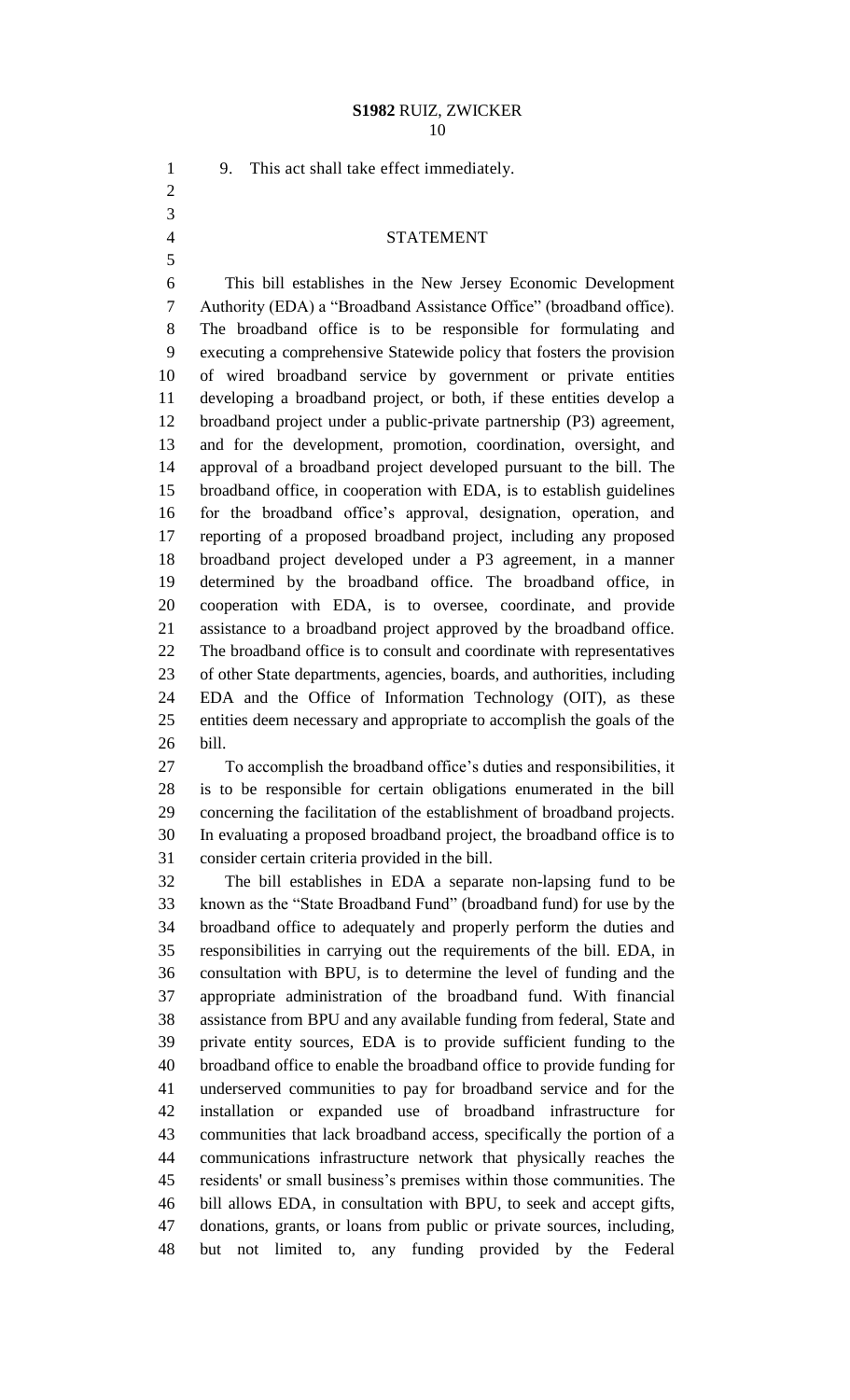9. This act shall take effect immediately.

## STATEMENT

This bill establishes in the New Jersey Economic Development Authority (EDA) a "Broadband Assistance Office" (broadband office). The broadband office is to be responsible for formulating and executing a comprehensive Statewide policy that fosters the provision of wired broadband service by government or private entities developing a broadband project, or both, if these entities develop a broadband project under a public-private partnership (P3) agreement, and for the development, promotion, coordination, oversight, and approval of a broadband project developed pursuant to the bill. The broadband office, in cooperation with EDA, is to establish guidelines for the broadband office's approval, designation, operation, and reporting of a proposed broadband project, including any proposed broadband project developed under a P3 agreement, in a manner determined by the broadband office. The broadband office, in cooperation with EDA, is to oversee, coordinate, and provide assistance to a broadband project approved by the broadband office. The broadband office is to consult and coordinate with representatives of other State departments, agencies, boards, and authorities, including EDA and the Office of Information Technology (OIT), as these entities deem necessary and appropriate to accomplish the goals of the bill.

To accomplish the broadband office's duties and responsibilities, it is to be responsible for certain obligations enumerated in the bill concerning the facilitation of the establishment of broadband projects. In evaluating a proposed broadband project, the broadband office is to consider certain criteria provided in the bill.

The bill establishes in EDA a separate non-lapsing fund to be known as the "State Broadband Fund" (broadband fund) for use by the broadband office to adequately and properly perform the duties and responsibilities in carrying out the requirements of the bill. EDA, in consultation with BPU, is to determine the level of funding and the appropriate administration of the broadband fund. With financial assistance from BPU and any available funding from federal, State and private entity sources, EDA is to provide sufficient funding to the broadband office to enable the broadband office to provide funding for underserved communities to pay for broadband service and for the installation or expanded use of broadband infrastructure for communities that lack broadband access, specifically the portion of a communications infrastructure network that physically reaches the residents' or small business's premises within those communities. The bill allows EDA, in consultation with BPU, to seek and accept gifts, donations, grants, or loans from public or private sources, including, but not limited to, any funding provided by the Federal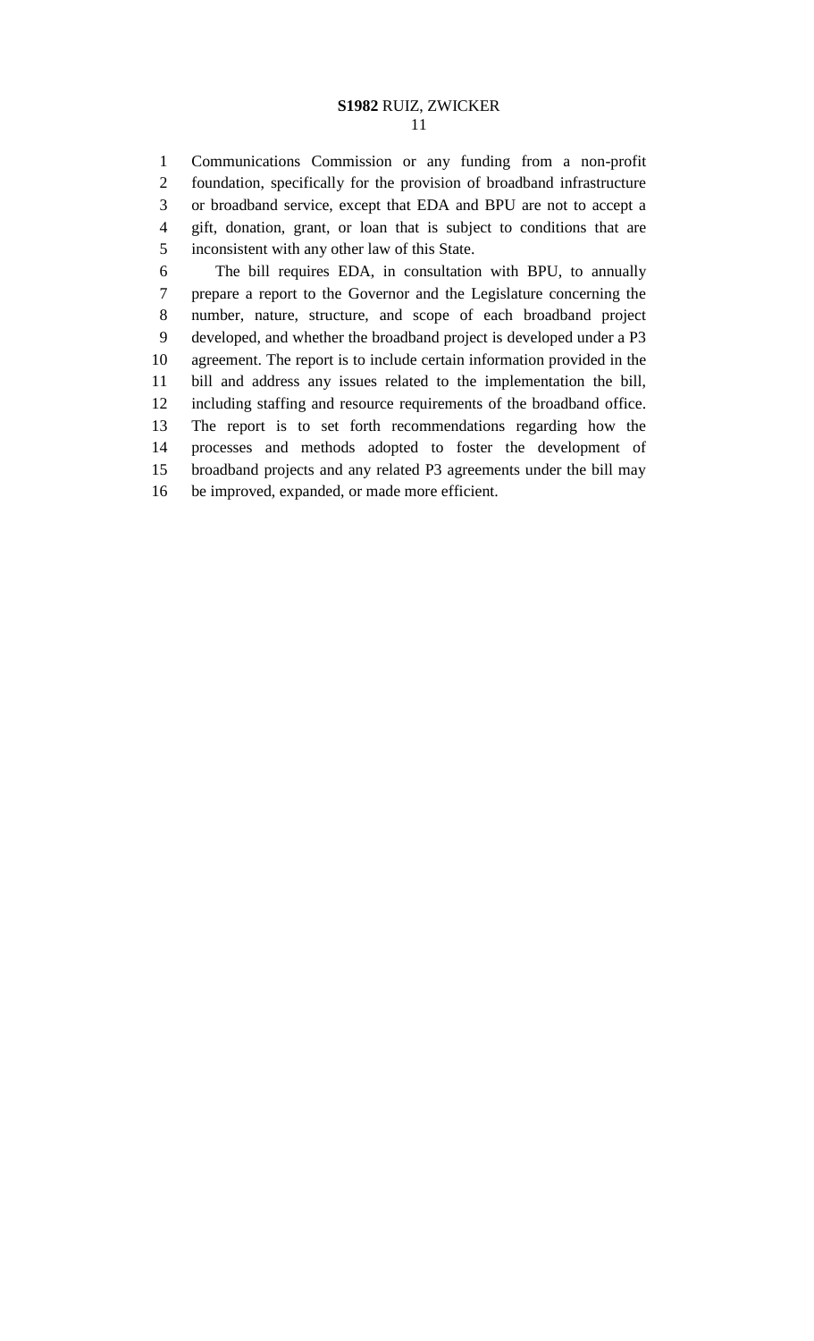Communications Commission or any funding from a non-profit foundation, specifically for the provision of broadband infrastructure or broadband service, except that EDA and BPU are not to accept a gift, donation, grant, or loan that is subject to conditions that are inconsistent with any other law of this State.

The bill requires EDA, in consultation with BPU, to annually prepare a report to the Governor and the Legislature concerning the number, nature, structure, and scope of each broadband project developed, and whether the broadband project is developed under a P3 agreement. The report is to include certain information provided in the bill and address any issues related to the implementation the bill, including staffing and resource requirements of the broadband office. The report is to set forth recommendations regarding how the processes and methods adopted to foster the development of broadband projects and any related P3 agreements under the bill may be improved, expanded, or made more efficient.